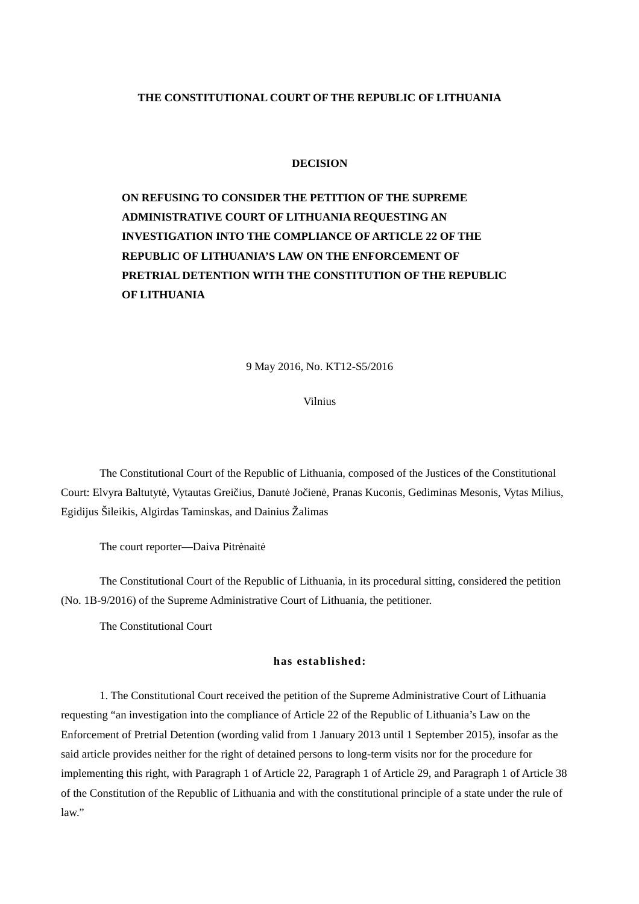**THE CONSTITUTIONAL COURT OF THE REPUBLIC OF LITHUANIA**

# DECISION

## ON REFUSING TO CONSIDER THE PETITION OF THE SUPREME ADMINISTRATIVE COURT OF LITHUANIA REQUESTING AN INVESTIGATION INTO THE COMPLIANCE OF ARTICLE 22 OF THE REPUBLIC OF LITHUANIA'S LAW ON THE ENFORCEMENT OF PRETRIAL DETENTION WITH THE CONSTITUTION OF THE REPUBLIC OF LITHUANIA

9 May 2016, No. KT12-S5/2016

Vilnius

The Constitutional Court of the Republic of Lithuania, composed of the Justices of the Constitutional Court: Elvyra Baltutytė, Vytautas Greičius, Danutė Jočienė, Pranas Kuconis, Gediminas Mesonis, Vytas Milius, Egidijus Šileikis, Algirdas Taminskas, and Dainius Žalimas

The court reporter—Daiva Pitrėnaitė

The Constitutional Court of the Republic of Lithuania, in its procedural sitting, considered the petition (No. 1B-9/2016) of the Supreme Administrative Court of Lithuania, the petitioner.

The Constitutional Court

**has established:**

1. The Constitutional Court received the petition of the Supreme Administrative Court of Lithuania requesting "an investigation into the compliance of Article 22 of the Republic of Lithuania's Law on the Enforcement of Pretrial Detention (wording valid from 1 January 2013 until 1 September 2015), insofar as the said article provides neither for the right of detained persons to long-term visits nor for the procedure for implementing this right, with Paragraph 1 of Article 22, Paragraph 1 of Article 29, and Paragraph 1 of Article 38 of the Constitution of the Republic of Lithuania and with the constitutional principle of a state under the rule of law."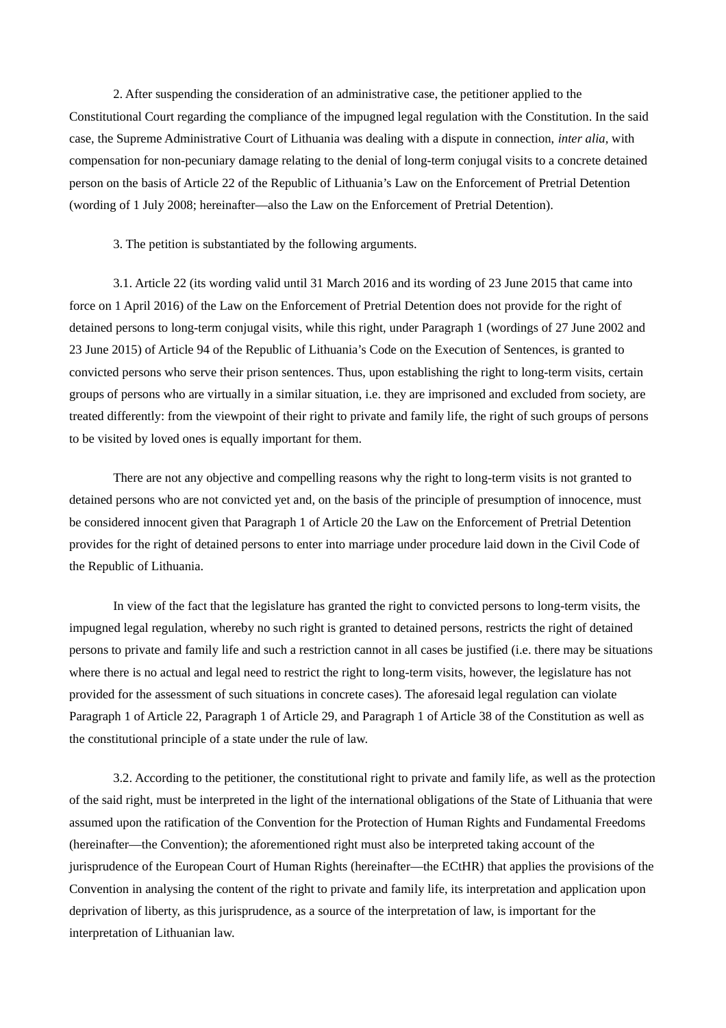2. After suspending the consideration of an administrative case, the petitioner applied to the Constitutional Court regarding the compliance of the impugned legal regulation with the Constitution. In the said case, the Supreme Administrative Court of Lithuania was dealing with a dispute in connection, *inter alia*, with compensation for non-pecuniary damage relating to the denial of long-term conjugal visits to a concrete detained person on the basis of Article 22 of the Republic of Lithuania's Law on the Enforcement of Pretrial Detention (wording of 1 July 2008; hereinafter—also the Law on the Enforcement of Pretrial Detention).

3. The petition is substantiated by the following arguments.

3.1. Article 22 (its wording valid until 31 March 2016 and its wording of 23 June 2015 that came into force on 1 April 2016) of the Law on the Enforcement of Pretrial Detention does not provide for the right of detained persons to long-term conjugal visits, while this right, under Paragraph 1 (wordings of 27 June 2002 and 23 June 2015) of Article 94 of the Republic of Lithuania's Code on the Execution of Sentences, is granted to convicted persons who serve their prison sentences. Thus, upon establishing the right to long-term visits, certain groups of persons who are virtually in a similar situation, i.e. they are imprisoned and excluded from society, are treated differently: from the viewpoint of their right to private and family life, the right of such groups of persons to be visited by loved ones is equally important for them.

There are not any objective and compelling reasons why the right to long-term visits is not granted to detained persons who are not convicted yet and, on the basis of the principle of presumption of innocence, must be considered innocent given that Paragraph 1 of Article 20 the Law on the Enforcement of Pretrial Detention provides for the right of detained persons to enter into marriage under procedure laid down in the Civil Code of the Republic of Lithuania.

In view of the fact that the legislature has granted the right to convicted persons to long-term visits, the impugned legal regulation, whereby no such right is granted to detained persons, restricts the right of detained persons to private and family life and such a restriction cannot in all cases be justified (i.e. there may be situations where there is no actual and legal need to restrict the right to long-term visits, however, the legislature has not provided for the assessment of such situations in concrete cases). The aforesaid legal regulation can violate Paragraph 1 of Article 22, Paragraph 1 of Article 29, and Paragraph 1 of Article 38 of the Constitution as well as the constitutional principle of a state under the rule of law.

3.2. According to the petitioner, the constitutional right to private and family life, as well as the protection of the said right, must be interpreted in the light of the international obligations of the State of Lithuania that were assumed upon the ratification of the Convention for the Protection of Human Rights and Fundamental Freedoms (hereinafter—the Convention); the aforementioned right must also be interpreted taking account of the jurisprudence of the European Court of Human Rights (hereinafter—the ECtHR) that applies the provisions of the Convention in analysing the content of the right to private and family life, its interpretation and application upon deprivation of liberty, as this jurisprudence, as a source of the interpretation of law, is important for the interpretation of Lithuanian law.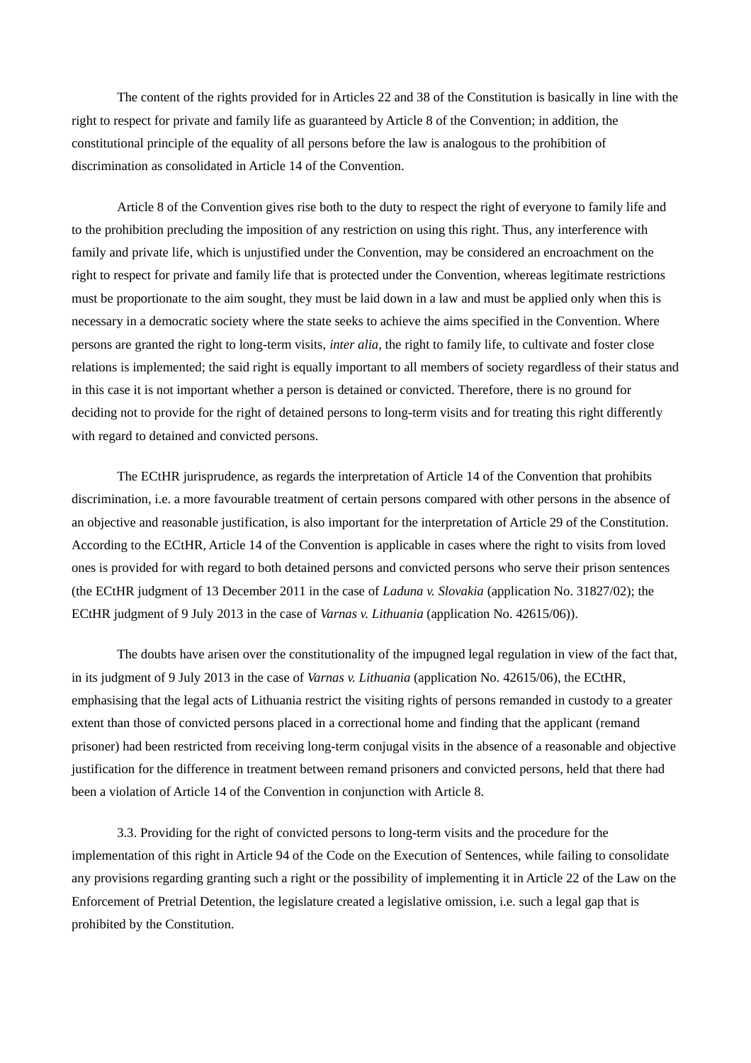The content of the rights provided for in Articles 22 and 38 of the Constitution is basically in line with the right to respect for private and family life as guaranteed by Article 8 of the Convention; in addition, the constitutional principle of the equality of all persons before the law is analogous to the prohibition of discrimination as consolidated in Article 14 of the Convention.

Article 8 of the Convention gives rise both to the duty to respect the right of everyone to family life and to the prohibition precluding the imposition of any restriction on using this right. Thus, any interference with family and private life, which is unjustified under the Convention, may be considered an encroachment on the right to respect for private and family life that is protected under the Convention, whereas legitimate restrictions must be proportionate to the aim sought, they must be laid down in a law and must be applied only when this is necessary in a democratic society where the state seeks to achieve the aims specified in the Convention. Where persons are granted the right to long-term visits, *inter alia,* the right to family life, to cultivate and foster close relations is implemented; the said right is equally important to all members of society regardless of their status and in this case it is not important whether a person is detained or convicted. Therefore, there is no ground for deciding not to provide for the right of detained persons to long-term visits and for treating this right differently with regard to detained and convicted persons.

The ECtHR jurisprudence, as regards the interpretation of Article 14 of the Convention that prohibits discrimination, i.e. a more favourable treatment of certain persons compared with other persons in the absence of an objective and reasonable justification, is also important for the interpretation of Article 29 of the Constitution. According to the ECtHR, Article 14 of the Convention is applicable in cases where the right to visits from loved ones is provided for with regard to both detained persons and convicted persons who serve their prison sentences (the ECtHR judgment of 13 December 2011 in the case of *Laduna v. Slovakia* (application No. 31827/02); the ECtHR judgment of 9 July 2013 in the case of *Varnas v. Lithuania* (application No. 42615/06)).

The doubts have arisen over the constitutionality of the impugned legal regulation in view of the fact that, in its judgment of 9 July 2013 in the case of *Varnas v. Lithuania* (application No. 42615/06), the ECtHR, emphasising that the legal acts of Lithuania restrict the visiting rights of persons remanded in custody to a greater extent than those of convicted persons placed in a correctional home and finding that the applicant (remand prisoner) had been restricted from receiving long-term conjugal visits in the absence of a reasonable and objective justification for the difference in treatment between remand prisoners and convicted persons, held that there had been a violation of Article 14 of the Convention in conjunction with Article 8.

3.3. Providing for the right of convicted persons to long-term visits and the procedure for the implementation of this right in Article 94 of the Code on the Execution of Sentences, while failing to consolidate any provisions regarding granting such a right or the possibility of implementing it in Article 22 of the Law on the Enforcement of Pretrial Detention, the legislature created a legislative omission, i.e. such a legal gap that is prohibited by the Constitution.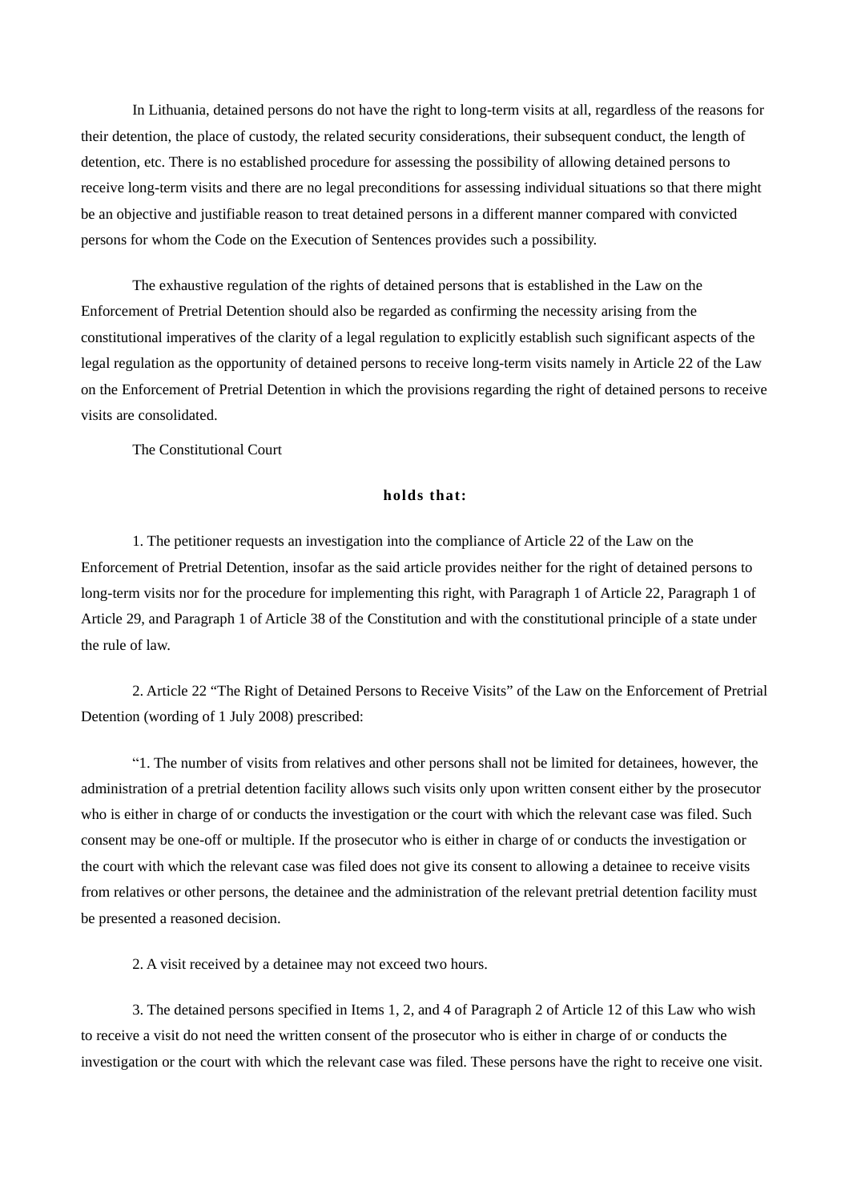In Lithuania, detained persons do not have the right to long-term visits at all, regardless of the reasons for their detention, the place of custody, the related security considerations, their subsequent conduct, the length of detention, etc. There is no established procedure for assessing the possibility of allowing detained persons to receive long-term visits and there are no legal preconditions for assessing individual situations so that there might be an objective and justifiable reason to treat detained persons in a different manner compared with convicted persons for whom the Code on the Execution of Sentences provides such a possibility.

The exhaustive regulation of the rights of detained persons that is established in the Law on the Enforcement of Pretrial Detention should also be regarded as confirming the necessity arising from the constitutional imperatives of the clarity of a legal regulation to explicitly establish such significant aspects of the legal regulation as the opportunity of detained persons to receive long-term visits namely in Article 22 of the Law on the Enforcement of Pretrial Detention in which the provisions regarding the right of detained persons to receive visits are consolidated.

The Constitutional Court

**holds that:**

1. The petitioner requests an investigation into the compliance of Article 22 of the Law on the Enforcement of Pretrial Detention, insofar as the said article provides neither for the right of detained persons to long-term visits nor for the procedure for implementing this right, with Paragraph 1 of Article 22, Paragraph 1 of Article 29, and Paragraph 1 of Article 38 of the Constitution and with the constitutional principle of a state under the rule of law.

2. Article 22 "The Right of Detained Persons to Receive Visits" of the Law on the Enforcement of Pretrial Detention (wording of 1 July 2008) prescribed:

"1. The number of visits from relatives and other persons shall not be limited for detainees, however, the administration of a pretrial detention facility allows such visits only upon written consent either by the prosecutor who is either in charge of or conducts the investigation or the court with which the relevant case was filed. Such consent may be one-off or multiple. If the prosecutor who is either in charge of or conducts the investigation or the court with which the relevant case was filed does not give its consent to allowing a detainee to receive visits from relatives or other persons, the detainee and the administration of the relevant pretrial detention facility must be presented a reasoned decision.

2. A visit received by a detainee may not exceed two hours.

3. The detained persons specified in Items 1, 2, and 4 of Paragraph 2 of Article 12 of this Law who wish to receive a visit do not need the written consent of the prosecutor who is either in charge of or conducts the investigation or the court with which the relevant case was filed. These persons have the right to receive one visit.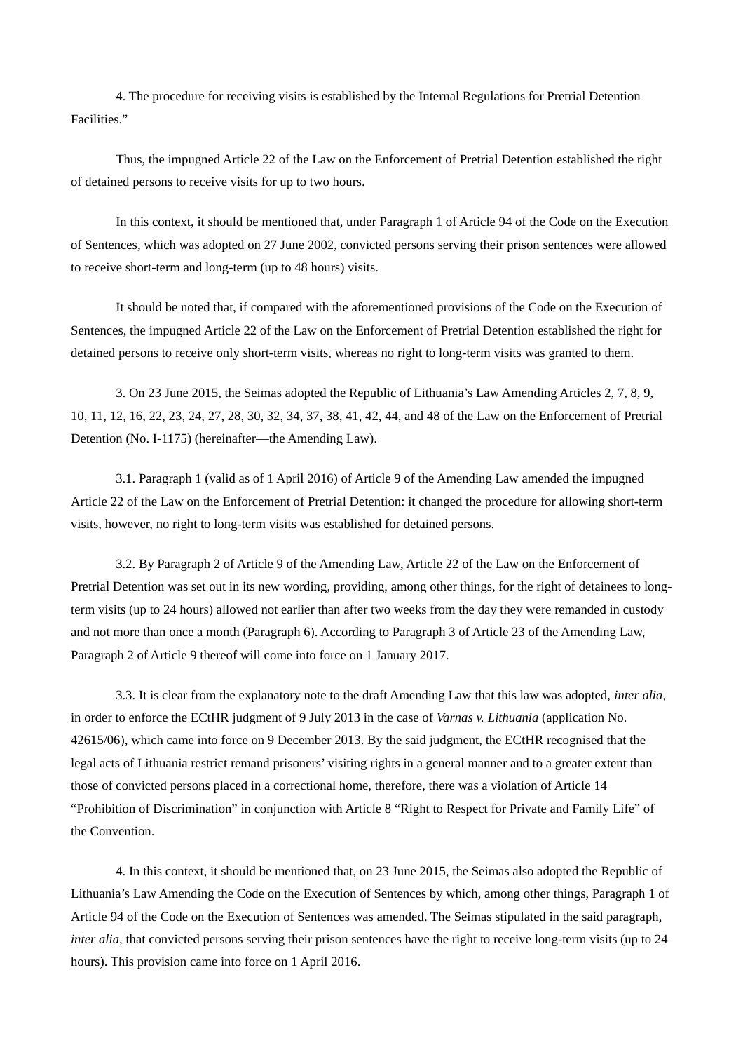4. The procedure for receiving visits is established by the Internal Regulations for Pretrial Detention Facilities."

Thus, the impugned Article 22 of the Law on the Enforcement of Pretrial Detention established the right of detained persons to receive visits for up to two hours.

In this context, it should be mentioned that, under Paragraph 1 of Article 94 of the Code on the Execution of Sentences, which was adopted on 27 June 2002, convicted persons serving their prison sentences were allowed to receive short-term and long-term (up to 48 hours) visits.

It should be noted that, if compared with the aforementioned provisions of the Code on the Execution of Sentences, the impugned Article 22 of the Law on the Enforcement of Pretrial Detention established the right for detained persons to receive only short-term visits, whereas no right to long-term visits was granted to them.

3. On 23 June 2015, the Seimas adopted the Republic of Lithuania's Law Amending Articles 2, 7, 8, 9, 10, 11, 12, 16, 22, 23, 24, 27, 28, 30, 32, 34, 37, 38, 41, 42, 44, and 48 of the Law on the Enforcement of Pretrial Detention (No. I-1175) (hereinafter—the Amending Law).

3.1. Paragraph 1 (valid as of 1 April 2016) of Article 9 of the Amending Law amended the impugned Article 22 of the Law on the Enforcement of Pretrial Detention: it changed the procedure for allowing short-term visits, however, no right to long-term visits was established for detained persons.

3.2. By Paragraph 2 of Article 9 of the Amending Law, Article 22 of the Law on the Enforcement of Pretrial Detention was set out in its new wording, providing, among other things, for the right of detainees to long-term visits (up to 24 hours) allowed not earlier than after two weeks from the day they were remanded in custody and not more than once a month (Paragraph 6). According to Paragraph 3 of Article 23 of the Amending Law, Paragraph 2 of Article 9 thereof will come into force on 1 January 2017.

3.3. It is clear from the explanatory note to the draft Amending Law that this law was adopted, *inter alia*, in order to enforce the ECtHR judgment of 9 July 2013 in the case of *Varnas v. Lithuania* (application No. 42615/06), which came into force on 9 December 2013. By the said judgment, the ECtHR recognised that the legal acts of Lithuania restrict remand prisoners' visiting rights in a general manner and to a greater extent than those of convicted persons placed in a correctional home, therefore, there was a violation of Article 14 "Prohibition of Discrimination" in conjunction with Article 8 "Right to Respect for Private and Family Life" of the Convention.

4. In this context, it should be mentioned that, on 23 June 2015, the Seimas also adopted the Republic of Lithuania's Law Amending the Code on the Execution of Sentences by which, among other things, Paragraph 1 of Article 94 of the Code on the Execution of Sentences was amended. The Seimas stipulated in the said paragraph, *inter alia*, that convicted persons serving their prison sentences have the right to receive long-term visits (up to 24 hours). This provision came into force on 1 April 2016.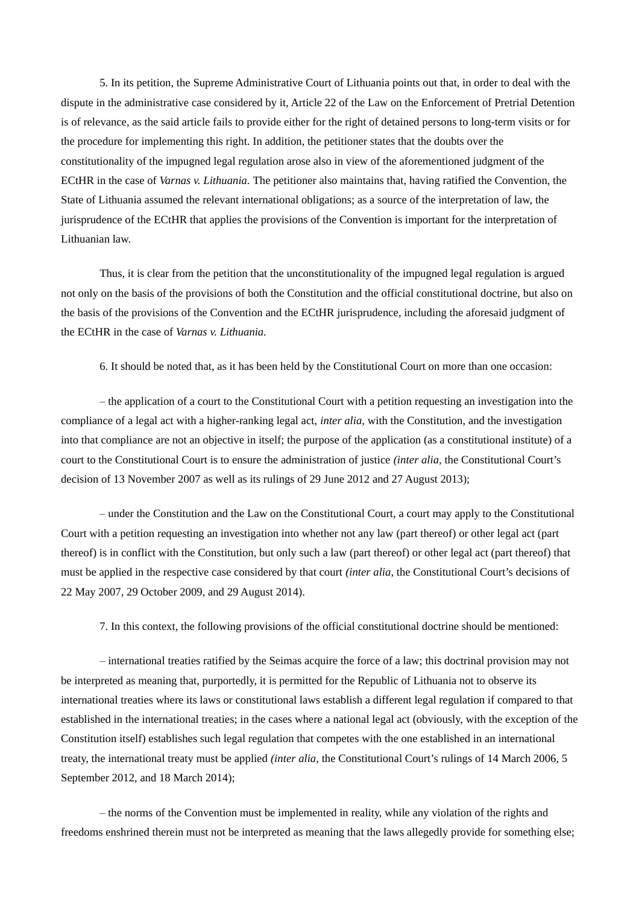5. In its petition, the Supreme Administrative Court of Lithuania points out that, in order to deal with the dispute in the administrative case considered by it, Article 22 of the Law on the Enforcement of Pretrial Detention is of relevance, as the said article fails to provide either for the right of detained persons to long-term visits or for the procedure for implementing this right. In addition, the petitioner states that the doubts over the constitutionality of the impugned legal regulation arose also in view of the aforementioned judgment of the ECtHR in the case of *Varnas v. Lithuania.* The petitioner also maintains that, having ratified the Convention, the State of Lithuania assumed the relevant international obligations; as a source of the interpretation of law, the jurisprudence of the ECtHR that applies the provisions of the Convention is important for the interpretation of Lithuanian law.

Thus, it is clear from the petition that the unconstitutionality of the impugned legal regulation is argued not only on the basis of the provisions of both the Constitution and the official constitutional doctrine, but also on the basis of the provisions of the Convention and the ECtHR jurisprudence, including the aforesaid judgment of the ECtHR in the case of *Varnas v. Lithuania.*

6. It should be noted that, as it has been held by the Constitutional Court on more than one occasion:

– the application of a court to the Constitutional Court with a petition requesting an investigation into the compliance of a legal act with a higher-ranking legal act, *inter alia,* with the Constitution, and the investigation into that compliance are not an objective in itself; the purpose of the application (as a constitutional institute) of a court to the Constitutional Court is to ensure the administration of justice *(inter alia,* the Constitutional Court's decision of 13 November 2007 as well as its rulings of 29 June 2012 and 27 August 2013);

– under the Constitution and the Law on the Constitutional Court, a court may apply to the Constitutional Court with a petition requesting an investigation into whether not any law (part thereof) or other legal act (part thereof) is in conflict with the Constitution, but only such a law (part thereof) or other legal act (part thereof) that must be applied in the respective case considered by that court *(inter alia,* the Constitutional Court's decisions of 22 May 2007, 29 October 2009, and 29 August 2014).

7. In this context, the following provisions of the official constitutional doctrine should be mentioned:

– international treaties ratified by the Seimas acquire the force of a law; this doctrinal provision may not be interpreted as meaning that, purportedly, it is permitted for the Republic of Lithuania not to observe its international treaties where its laws or constitutional laws establish a different legal regulation if compared to that established in the international treaties; in the cases where a national legal act (obviously, with the exception of the Constitution itself) establishes such legal regulation that competes with the one established in an international treaty, the international treaty must be applied *(inter alia,* the Constitutional Court's rulings of 14 March 2006, 5 September 2012, and 18 March 2014);

– the norms of the Convention must be implemented in reality, while any violation of the rights and freedoms enshrined therein must not be interpreted as meaning that the laws allegedly provide for something else;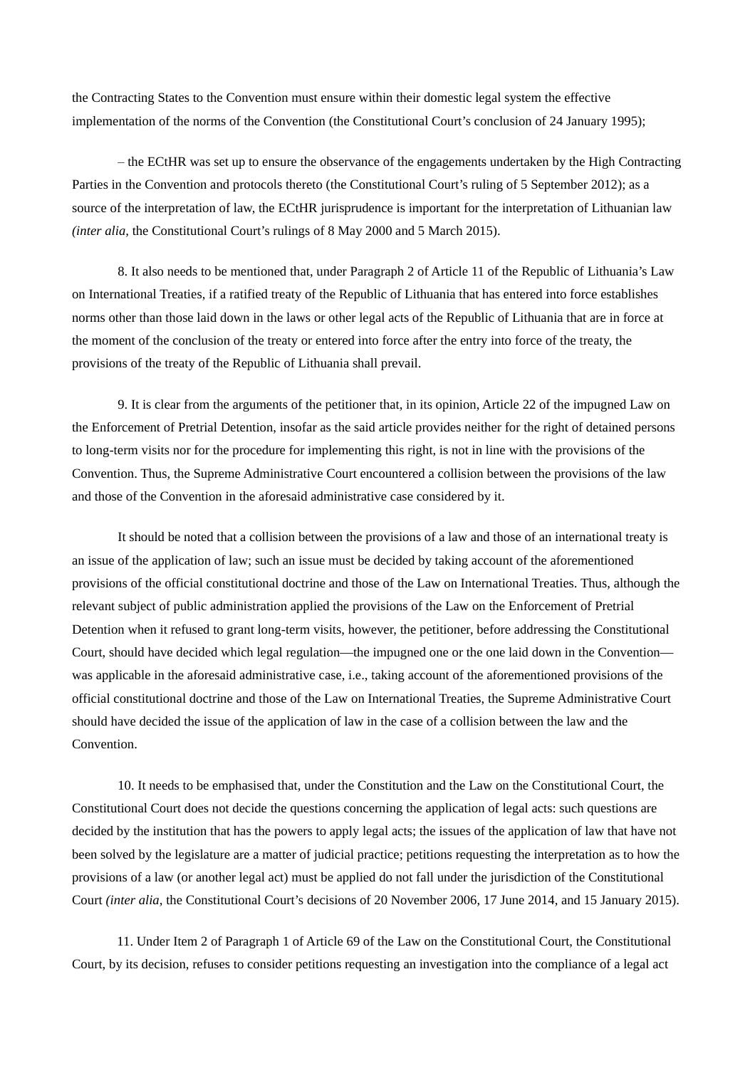the Contracting States to the Convention must ensure within their domestic legal system the effective implementation of the norms of the Convention (the Constitutional Court's conclusion of 24 January 1995);

– the ECtHR was set up to ensure the observance of the engagements undertaken by the High Contracting Parties in the Convention and protocols thereto (the Constitutional Court's ruling of 5 September 2012); as a source of the interpretation of law, the ECtHR jurisprudence is important for the interpretation of Lithuanian law *(inter alia,* the Constitutional Court's rulings of 8 May 2000 and 5 March 2015).

8. It also needs to be mentioned that, under Paragraph 2 of Article 11 of the Republic of Lithuania's Law on International Treaties, if a ratified treaty of the Republic of Lithuania that has entered into force establishes norms other than those laid down in the laws or other legal acts of the Republic of Lithuania that are in force at the moment of the conclusion of the treaty or entered into force after the entry into force of the treaty, the provisions of the treaty of the Republic of Lithuania shall prevail.

9. It is clear from the arguments of the petitioner that, in its opinion, Article 22 of the impugned Law on the Enforcement of Pretrial Detention, insofar as the said article provides neither for the right of detained persons to long-term visits nor for the procedure for implementing this right, is not in line with the provisions of the Convention. Thus, the Supreme Administrative Court encountered a collision between the provisions of the law and those of the Convention in the aforesaid administrative case considered by it.

It should be noted that a collision between the provisions of a law and those of an international treaty is an issue of the application of law; such an issue must be decided by taking account of the aforementioned provisions of the official constitutional doctrine and those of the Law on International Treaties. Thus, although the relevant subject of public administration applied the provisions of the Law on the Enforcement of Pretrial Detention when it refused to grant long-term visits, however, the petitioner, before addressing the Constitutional Court, should have decided which legal regulation—the impugned one or the one laid down in the Convention—was applicable in the aforesaid administrative case, i.e., taking account of the aforementioned provisions of the official constitutional doctrine and those of the Law on International Treaties, the Supreme Administrative Court should have decided the issue of the application of law in the case of a collision between the law and the Convention.

10. It needs to be emphasised that, under the Constitution and the Law on the Constitutional Court, the Constitutional Court does not decide the questions concerning the application of legal acts: such questions are decided by the institution that has the powers to apply legal acts; the issues of the application of law that have not been solved by the legislature are a matter of judicial practice; petitions requesting the interpretation as to how the provisions of a law (or another legal act) must be applied do not fall under the jurisdiction of the Constitutional Court *(inter alia,* the Constitutional Court's decisions of 20 November 2006, 17 June 2014, and 15 January 2015).

11. Under Item 2 of Paragraph 1 of Article 69 of the Law on the Constitutional Court, the Constitutional Court, by its decision, refuses to consider petitions requesting an investigation into the compliance of a legal act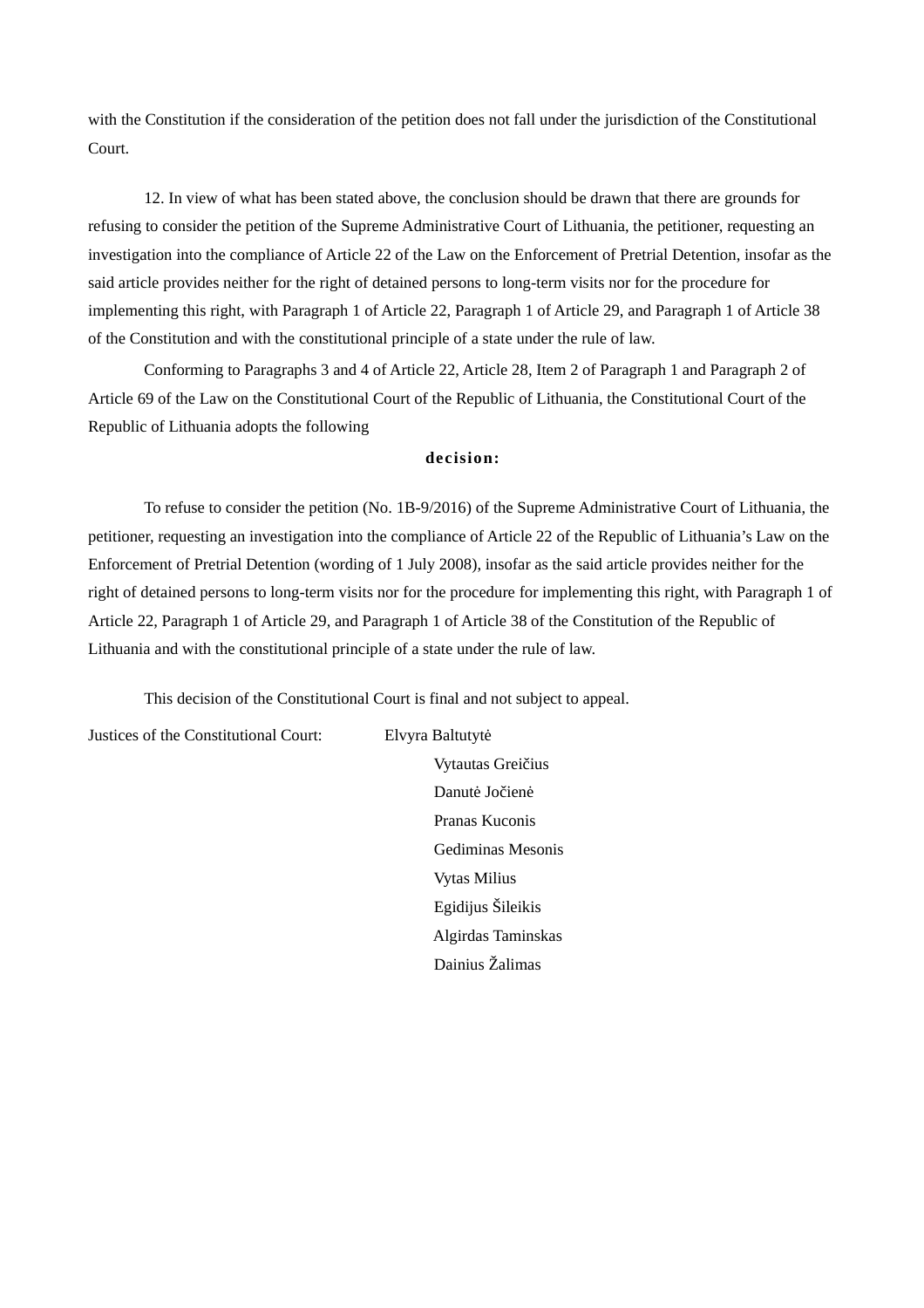with the Constitution if the consideration of the petition does not fall under the jurisdiction of the Constitutional Court.

12. In view of what has been stated above, the conclusion should be drawn that there are grounds for refusing to consider the petition of the Supreme Administrative Court of Lithuania, the petitioner, requesting an investigation into the compliance of Article 22 of the Law on the Enforcement of Pretrial Detention, insofar as the said article provides neither for the right of detained persons to long-term visits nor for the procedure for implementing this right, with Paragraph 1 of Article 22, Paragraph 1 of Article 29, and Paragraph 1 of Article 38 of the Constitution and with the constitutional principle of a state under the rule of law.

Conforming to Paragraphs 3 and 4 of Article 22, Article 28, Item 2 of Paragraph 1 and Paragraph 2 of Article 69 of the Law on the Constitutional Court of the Republic of Lithuania, the Constitutional Court of the Republic of Lithuania adopts the following

**decision:**

To refuse to consider the petition (No. 1B-9/2016) of the Supreme Administrative Court of Lithuania, the petitioner, requesting an investigation into the compliance of Article 22 of the Republic of Lithuania's Law on the Enforcement of Pretrial Detention (wording of 1 July 2008), insofar as the said article provides neither for the right of detained persons to long-term visits nor for the procedure for implementing this right, with Paragraph 1 of Article 22, Paragraph 1 of Article 29, and Paragraph 1 of Article 38 of the Constitution of the Republic of Lithuania and with the constitutional principle of a state under the rule of law.

This decision of the Constitutional Court is final and not subject to appeal.

Justices of the Constitutional Court: Elvyra Baltutytė

Vytautas Greičius

Danutė Jočienė

Pranas Kuconis

Gediminas Mesonis

Vytas Milius

Egidijus Šileikis

Algirdas Taminskas

Dainius Žalimas